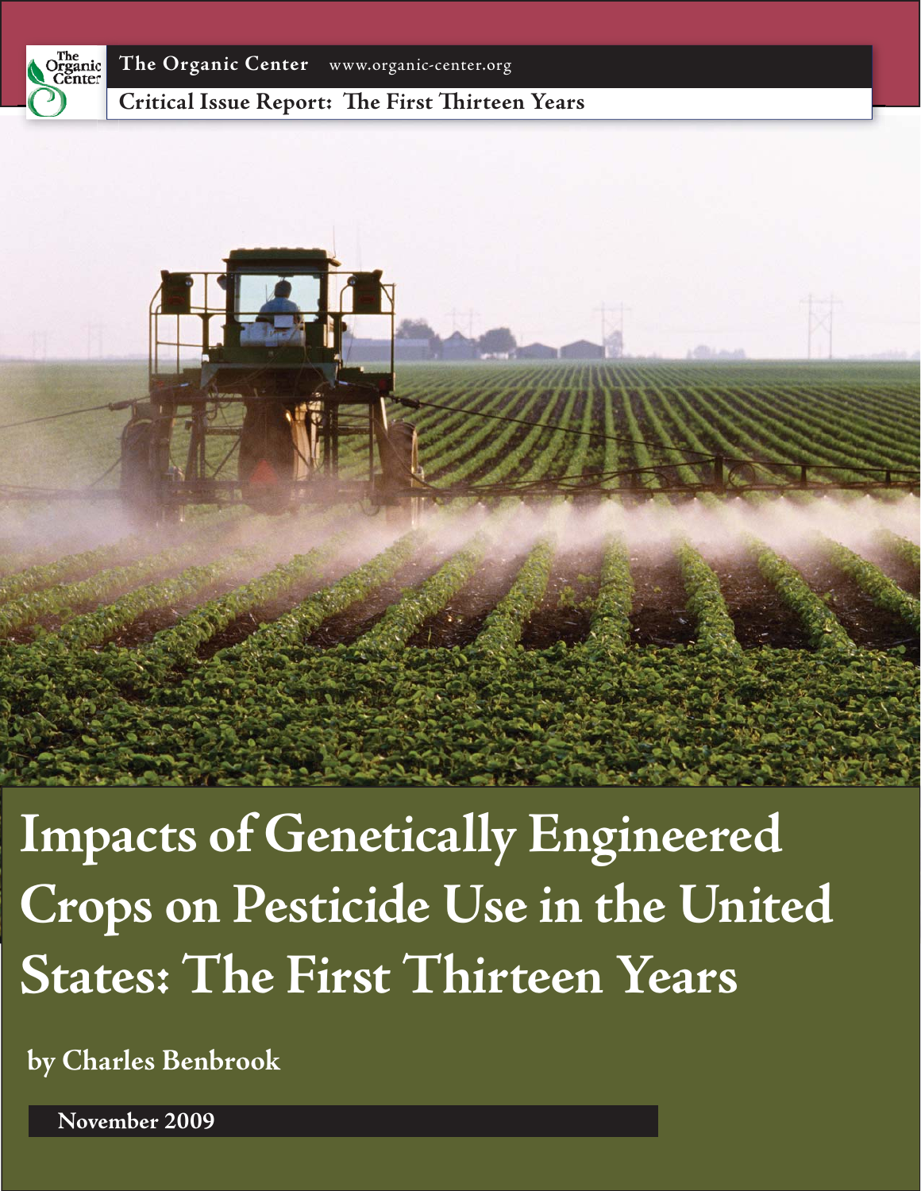The Organic Center www.organic-center.org

Critical Issue Report: The First Thirteen Years

# Impacts of Genetically Engineered Crops on Pesticide Use in the United States: The First Thirteen Years

**by Charles Benbrook**

**November 2009**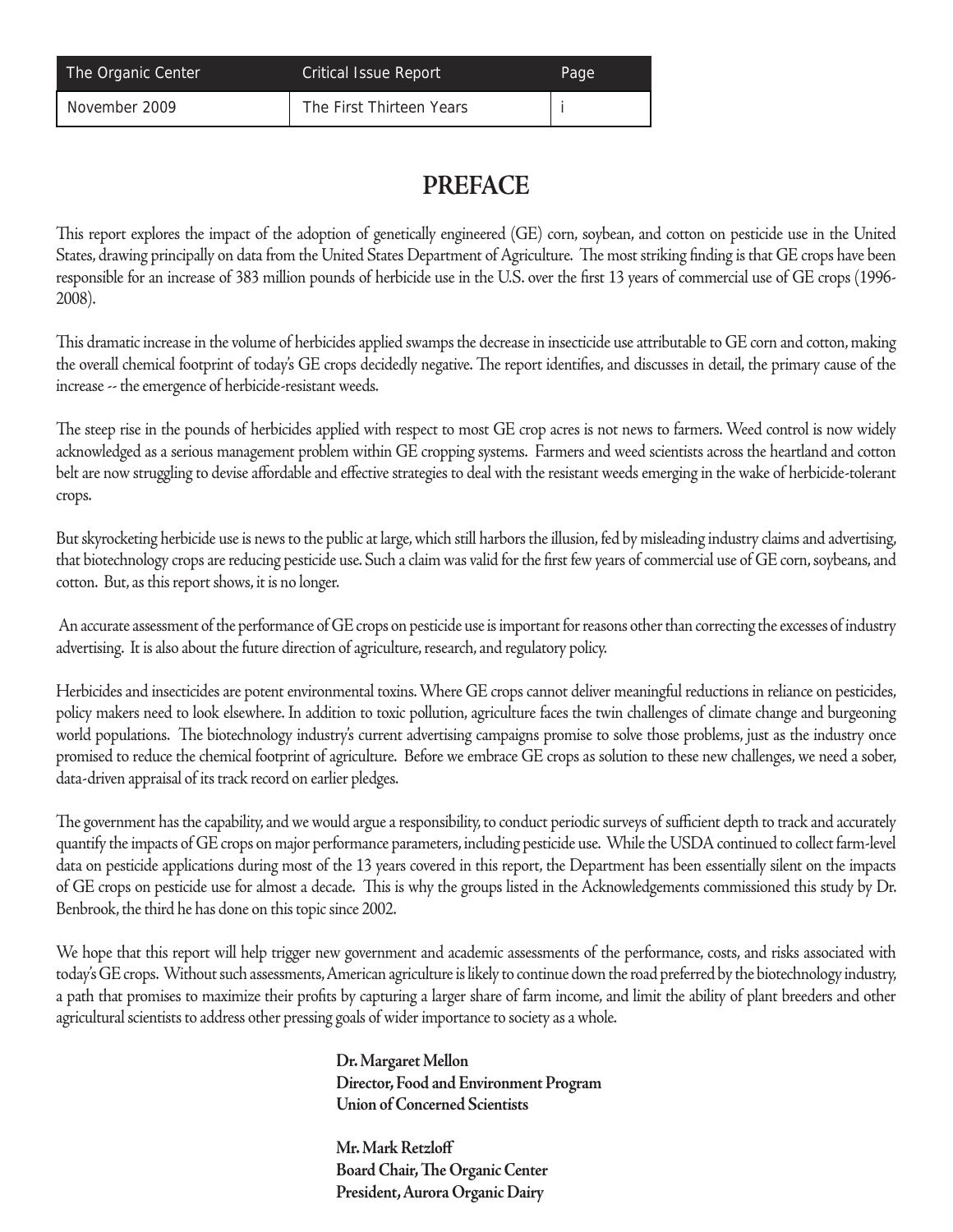# PREFACE

This report explores the impact of the adoption of genetically engineered (GE) corn, soybean, and cotton on pesticide use in the United States, drawing principally on data from the United States Department of Agriculture. The most striking finding is that GE crops have been responsible for an increase of 383 million pounds of herbicide use in the U.S. over the first 13 years of commercial use of GE crops (1996-2008).

This dramatic increase in the volume of herbicides applied swamps the decrease in insecticide use attributable to GE corn and cotton, making the overall chemical footprint of today's GE crops decidedly negative. The report identifies, and discusses in detail, the primary cause of the increase -- the emergence of herbicide-resistant weeds.

The steep rise in the pounds of herbicides applied with respect to most GE crop acres is not news to farmers. Weed control is now widely acknowledged as a serious management problem within GE cropping systems. Farmers and weed scientists across the heartland and cotton belt are now struggling to devise affordable and effective strategies to deal with the resistant weeds emerging in the wake of herbicide-tolerant crops.

But skyrocketing herbicide use is news to the public at large, which still harbors the illusion, fed by misleading industry claims and advertising, that biotechnology crops are reducing pesticide use. Such a claim was valid for the first few years of commercial use of GE corn, soybeans, and cotton. But, as this report shows, it is no longer.

An accurate assessment of the performance of GE crops on pesticide use is important for reasons other than correcting the excesses of industry advertising. It is also about the future direction of agriculture, research, and regulatory policy.

Herbicides and insecticides are potent environmental toxins. Where GE crops cannot deliver meaningful reductions in reliance on pesticides, policy makers need to look elsewhere. In addition to toxic pollution, agriculture faces the twin challenges of climate change and burgeoning world populations. The biotechnology industry's current advertising campaigns promise to solve those problems, just as the industry once promised to reduce the chemical footprint of agriculture. Before we embrace GE crops as solution to these new challenges, we need a sober, data-driven appraisal of its track record on earlier pledges.

The government has the capability, and we would argue a responsibility, to conduct periodic surveys of sufficient depth to track and accurately quantify the impacts of GE crops on major performance parameters, including pesticide use. While the USDA continued to collect farm-level data on pesticide applications during most of the 13 years covered in this report, the Department has been essentially silent on the impacts of GE crops on pesticide use for almost a decade. This is why the groups listed in the Acknowledgements commissioned this study by Dr. Benbrook, the third he has done on this topic since 2002.

We hope that this report will help trigger new government and academic assessments of the performance, costs, and risks associated with today's GE crops. Without such assessments, American agriculture is likely to continue down the road preferred by the biotechnology industry, a path that promises to maximize their profits by capturing a larger share of farm income, and limit the ability of plant breeders and other agricultural scientists to address other pressing goals of wider importance to society as a whole.

**Dr. Margaret Mellon**
**Director, Food and Environment Program**
**Union of Concerned Scientists**

**Mr. Mark Retzloff**
**Board Chair, The Organic Center**
**President, Aurora Organic Dairy**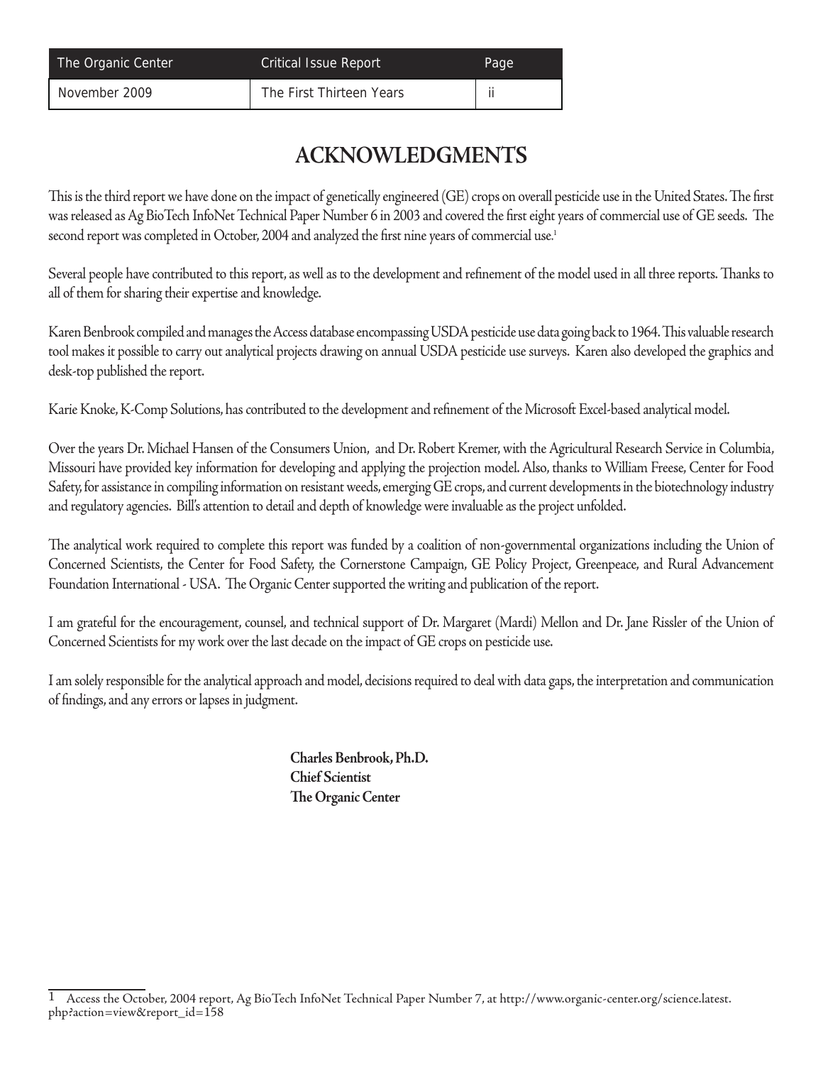# ACKNOWLEDGMENTS

This is the third report we have done on the impact of genetically engineered (GE) crops on overall pesticide use in the United States. The first was released as Ag BioTech InfoNet Technical Paper Number 6 in 2003 and covered the first eight years of commercial use of GE seeds. The second report was completed in October, 2004 and analyzed the first nine years of commercial use.[1]

Several people have contributed to this report, as well as to the development and refinement of the model used in all three reports. Thanks to all of them for sharing their expertise and knowledge.

Karen Benbrook compiled and manages the Access database encompassing USDA pesticide use data going back to 1964. This valuable research tool makes it possible to carry out analytical projects drawing on annual USDA pesticide use surveys. Karen also developed the graphics and desk-top published the report.

Karie Knoke, K-Comp Solutions, has contributed to the development and refinement of the Microsoft Excel-based analytical model.

Over the years Dr. Michael Hansen of the Consumers Union, and Dr. Robert Kremer, with the Agricultural Research Service in Columbia, Missouri have provided key information for developing and applying the projection model. Also, thanks to William Freese, Center for Food Safety, for assistance in compiling information on resistant weeds, emerging GE crops, and current developments in the biotechnology industry and regulatory agencies. Bill's attention to detail and depth of knowledge were invaluable as the project unfolded.

The analytical work required to complete this report was funded by a coalition of non-governmental organizations including the Union of Concerned Scientists, the Center for Food Safety, the Cornerstone Campaign, GE Policy Project, Greenpeace, and Rural Advancement Foundation International - USA. The Organic Center supported the writing and publication of the report.

I am grateful for the encouragement, counsel, and technical support of Dr. Margaret (Mardi) Mellon and Dr. Jane Rissler of the Union of Concerned Scientists for my work over the last decade on the impact of GE crops on pesticide use.

I am solely responsible for the analytical approach and model, decisions required to deal with data gaps, the interpretation and communication of findings, and any errors or lapses in judgment.

**Charles Benbrook, Ph.D.**
**Chief Scientist**
**The Organic Center**

---

1 Access the October, 2004 report, Ag BioTech InfoNet Technical Paper Number 7, at http://www.organic-center.org/science.latest.php?action=view&report_id=158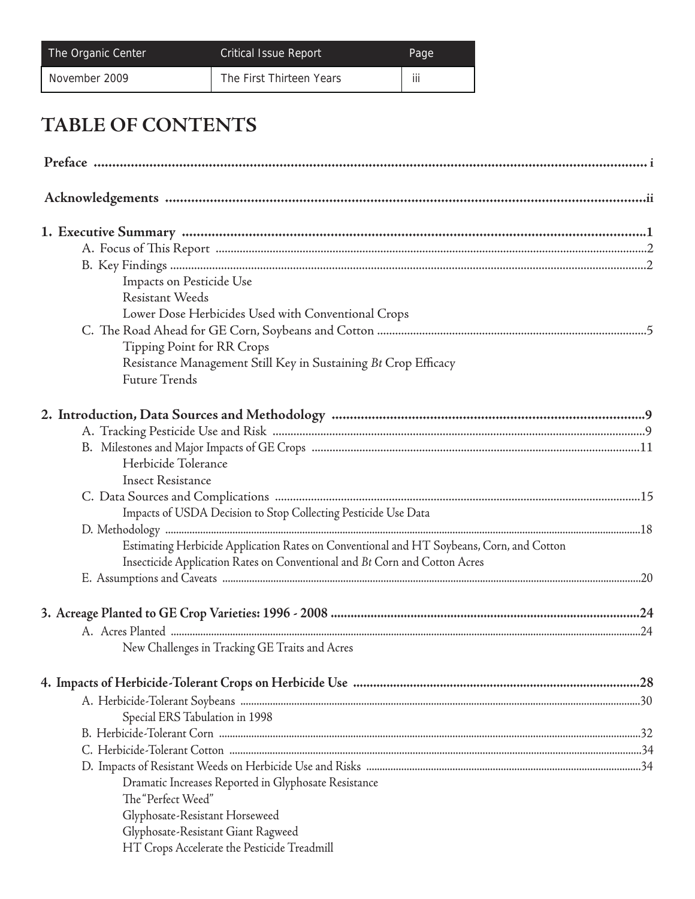# TABLE OF CONTENTS

**Preface** ........ i

**Acknowledgements** ........ ii

**1. Executive Summary** ........ 1
- A. Focus of This Report ........ 2
- B. Key Findings ........ 2
  - Impacts on Pesticide Use
  - Resistant Weeds
  - Lower Dose Herbicides Used with Conventional Crops
- C. The Road Ahead for GE Corn, Soybeans and Cotton ........ 5
  - Tipping Point for RR Crops
  - Resistance Management Still Key in Sustaining *Bt* Crop Efficacy
  - Future Trends

**2. Introduction, Data Sources and Methodology** ........ 9
- A. Tracking Pesticide Use and Risk ........ 9
- B. Milestones and Major Impacts of GE Crops ........ 11
  - Herbicide Tolerance
  - Insect Resistance
- C. Data Sources and Complications ........ 15
  - Impacts of USDA Decision to Stop Collecting Pesticide Use Data
- D. Methodology ........ 18
  - Estimating Herbicide Application Rates on Conventional and HT Soybeans, Corn, and Cotton
  - Insecticide Application Rates on Conventional and *Bt* Corn and Cotton Acres
- E. Assumptions and Caveats ........ 20

**3. Acreage Planted to GE Crop Varieties: 1996 - 2008** ........ 24
- A. Acres Planted ........ 24
  - New Challenges in Tracking GE Traits and Acres

**4. Impacts of Herbicide-Tolerant Crops on Herbicide Use** ........ 28
- A. Herbicide-Tolerant Soybeans ........ 30
  - Special ERS Tabulation in 1998
- B. Herbicide-Tolerant Corn ........ 32
- C. Herbicide-Tolerant Cotton ........ 34
- D. Impacts of Resistant Weeds on Herbicide Use and Risks ........ 34
  - Dramatic Increases Reported in Glyphosate Resistance
  - The "Perfect Weed"
  - Glyphosate-Resistant Horseweed
  - Glyphosate-Resistant Giant Ragweed
  - HT Crops Accelerate the Pesticide Treadmill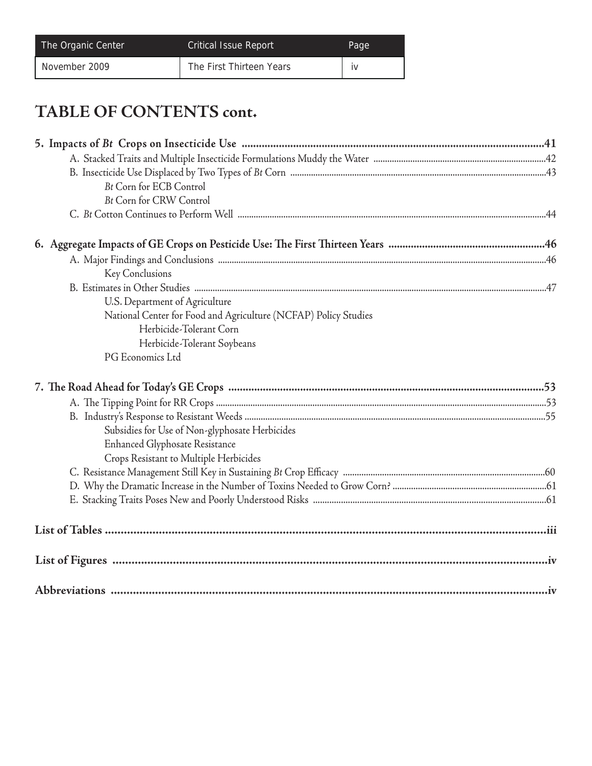# TABLE OF CONTENTS cont.

**5. Impacts of *Bt* Crops on Insecticide Use ....................................................................41**

A. Stacked Traits and Multiple Insecticide Formulations Muddy the Water ....................................................................42

B. Insecticide Use Displaced by Two Types of *Bt* Corn ....................................................................43

*Bt* Corn for ECB Control

*Bt* Corn for CRW Control

C. *Bt* Cotton Continues to Perform Well ....................................................................44

**6. Aggregate Impacts of GE Crops on Pesticide Use: The First Thirteen Years ....................................................................46**

A. Major Findings and Conclusions ....................................................................46

Key Conclusions

B. Estimates in Other Studies ....................................................................47

U.S. Department of Agriculture

National Center for Food and Agriculture (NCFAP) Policy Studies

Herbicide-Tolerant Corn

Herbicide-Tolerant Soybeans

PG Economics Ltd

**7. The Road Ahead for Today's GE Crops ....................................................................53**

A. The Tipping Point for RR Crops ....................................................................53

B. Industry's Response to Resistant Weeds ....................................................................55

Subsidies for Use of Non-glyphosate Herbicides

Enhanced Glyphosate Resistance

Crops Resistant to Multiple Herbicides

C. Resistance Management Still Key in Sustaining *Bt* Crop Efficacy ....................................................................60

D. Why the Dramatic Increase in the Number of Toxins Needed to Grow Corn? ....................................................................61

E. Stacking Traits Poses New and Poorly Understood Risks ....................................................................61

**List of Tables ....................................................................iii**

**List of Figures ....................................................................iv**

**Abbreviations ....................................................................iv**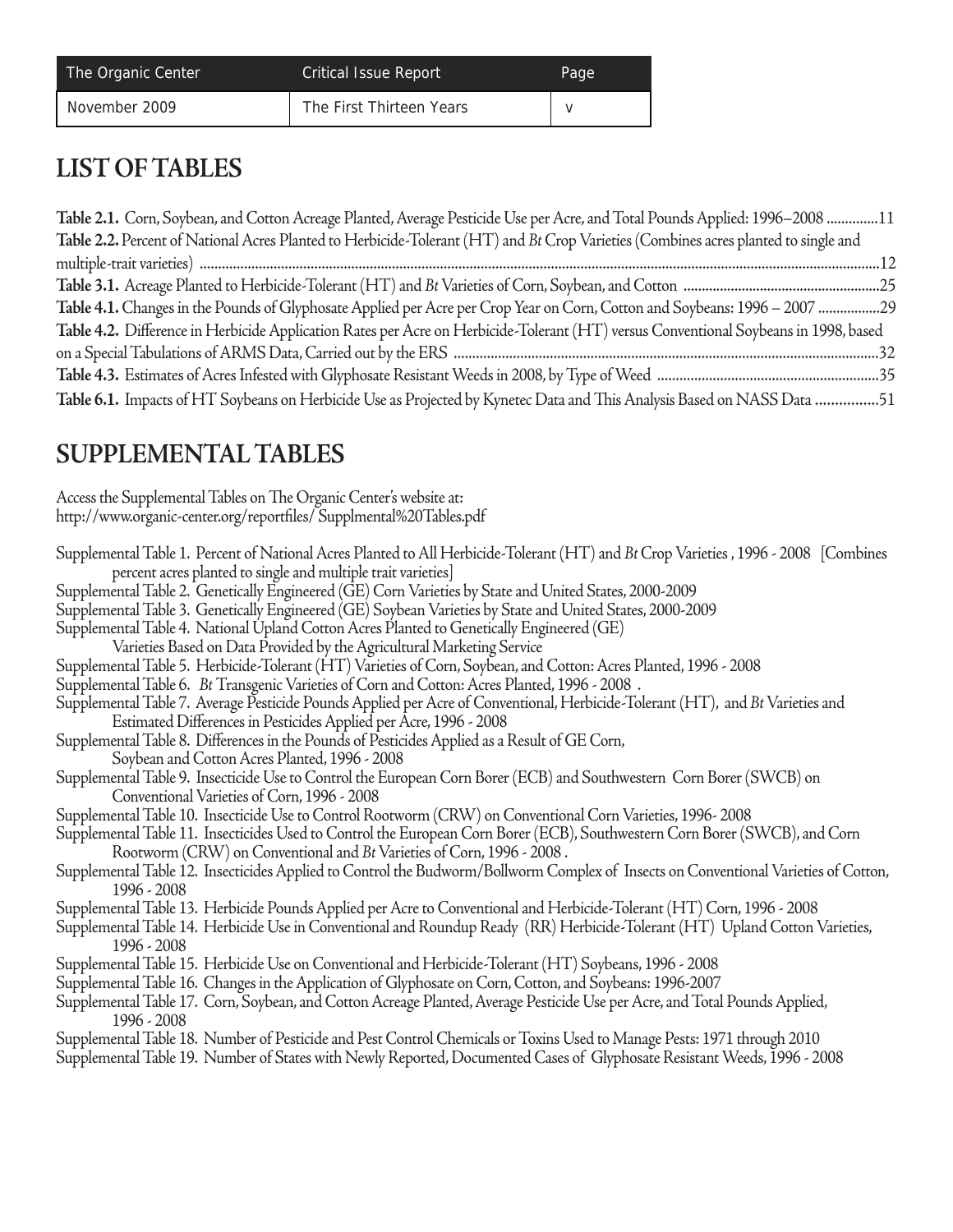## LIST OF TABLES

**Table 2.1.** Corn, Soybean, and Cotton Acreage Planted, Average Pesticide Use per Acre, and Total Pounds Applied: 1996–2008 ..............11
**Table 2.2.** Percent of National Acres Planted to Herbicide-Tolerant (HT) and *Bt* Crop Varieties (Combines acres planted to single and multiple-trait varieties) ..............12
**Table 3.1.** Acreage Planted to Herbicide-Tolerant (HT) and *Bt* Varieties of Corn, Soybean, and Cotton ..............25
**Table 4.1.** Changes in the Pounds of Glyphosate Applied per Acre per Crop Year on Corn, Cotton and Soybeans: 1996 – 2007 ..............29
**Table 4.2.** Difference in Herbicide Application Rates per Acre on Herbicide-Tolerant (HT) versus Conventional Soybeans in 1998, based on a Special Tabulations of ARMS Data, Carried out by the ERS ..............32
**Table 4.3.** Estimates of Acres Infested with Glyphosate Resistant Weeds in 2008, by Type of Weed ..............35
**Table 6.1.** Impacts of HT Soybeans on Herbicide Use as Projected by Kynetec Data and This Analysis Based on NASS Data ..............51

## SUPPLEMENTAL TABLES

Access the Supplemental Tables on The Organic Center's website at:
http://www.organic-center.org/reportfiles/ Supplmental%20Tables.pdf

Supplemental Table 1. Percent of National Acres Planted to All Herbicide-Tolerant (HT) and *Bt* Crop Varieties , 1996 - 2008 [Combines percent acres planted to single and multiple trait varieties]
Supplemental Table 2. Genetically Engineered (GE) Corn Varieties by State and United States, 2000-2009
Supplemental Table 3. Genetically Engineered (GE) Soybean Varieties by State and United States, 2000-2009
Supplemental Table 4. National Upland Cotton Acres Planted to Genetically Engineered (GE) Varieties Based on Data Provided by the Agricultural Marketing Service
Supplemental Table 5. Herbicide-Tolerant (HT) Varieties of Corn, Soybean, and Cotton: Acres Planted, 1996 - 2008
Supplemental Table 6. *Bt* Transgenic Varieties of Corn and Cotton: Acres Planted, 1996 - 2008 .
Supplemental Table 7. Average Pesticide Pounds Applied per Acre of Conventional, Herbicide-Tolerant (HT), and *Bt* Varieties and Estimated Differences in Pesticides Applied per Acre, 1996 - 2008
Supplemental Table 8. Differences in the Pounds of Pesticides Applied as a Result of GE Corn, Soybean and Cotton Acres Planted, 1996 - 2008
Supplemental Table 9. Insecticide Use to Control the European Corn Borer (ECB) and Southwestern Corn Borer (SWCB) on Conventional Varieties of Corn, 1996 - 2008
Supplemental Table 10. Insecticide Use to Control Rootworm (CRW) on Conventional Corn Varieties, 1996- 2008
Supplemental Table 11. Insecticides Used to Control the European Corn Borer (ECB), Southwestern Corn Borer (SWCB), and Corn Rootworm (CRW) on Conventional and *Bt* Varieties of Corn, 1996 - 2008 .
Supplemental Table 12. Insecticides Applied to Control the Budworm/Bollworm Complex of Insects on Conventional Varieties of Cotton, 1996 - 2008
Supplemental Table 13. Herbicide Pounds Applied per Acre to Conventional and Herbicide-Tolerant (HT) Corn, 1996 - 2008
Supplemental Table 14. Herbicide Use in Conventional and Roundup Ready (RR) Herbicide-Tolerant (HT) Upland Cotton Varieties, 1996 - 2008
Supplemental Table 15. Herbicide Use on Conventional and Herbicide-Tolerant (HT) Soybeans, 1996 - 2008
Supplemental Table 16. Changes in the Application of Glyphosate on Corn, Cotton, and Soybeans: 1996-2007
Supplemental Table 17. Corn, Soybean, and Cotton Acreage Planted, Average Pesticide Use per Acre, and Total Pounds Applied, 1996 - 2008
Supplemental Table 18. Number of Pesticide and Pest Control Chemicals or Toxins Used to Manage Pests: 1971 through 2010
Supplemental Table 19. Number of States with Newly Reported, Documented Cases of Glyphosate Resistant Weeds, 1996 - 2008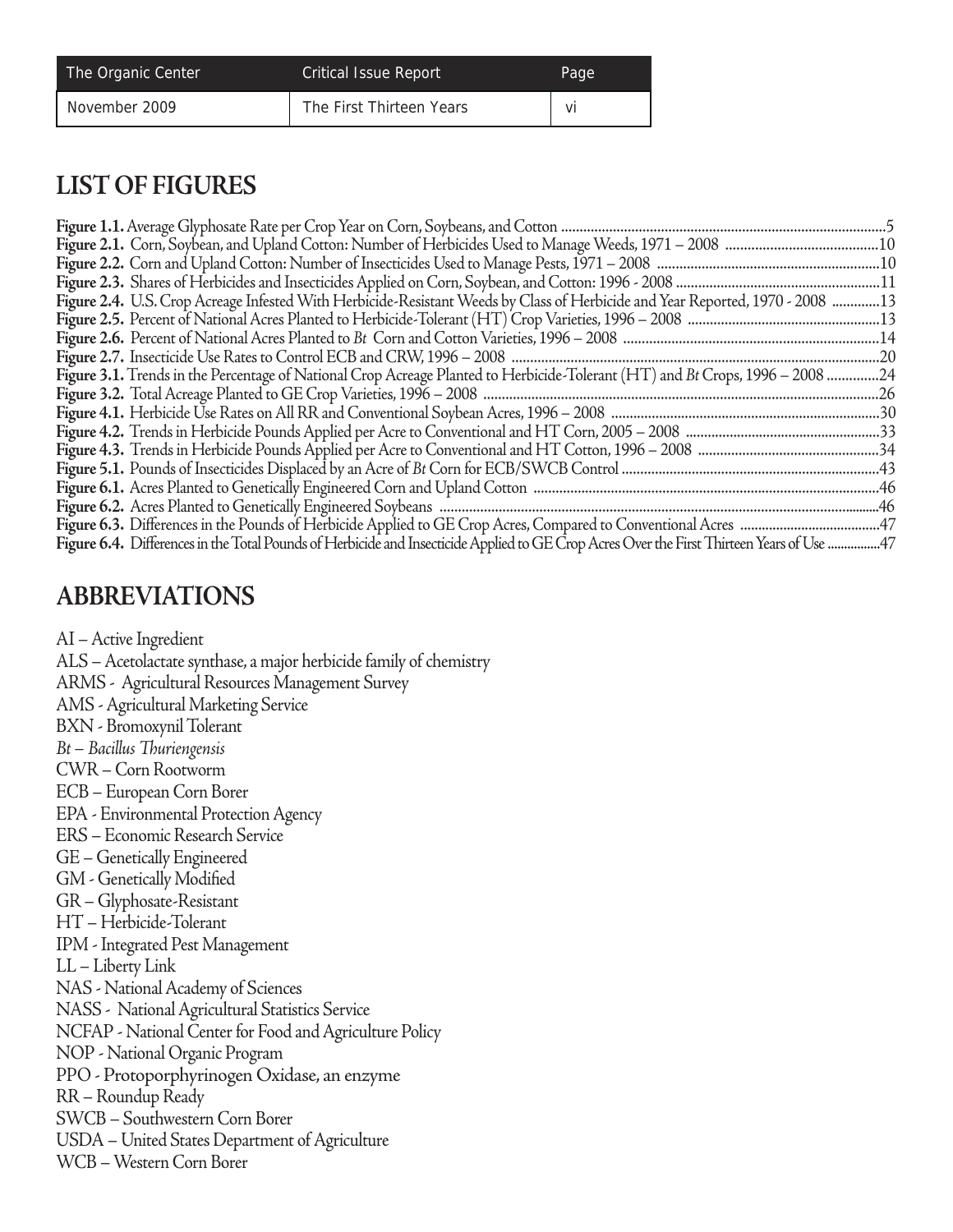## LIST OF FIGURES

**Figure 1.1.** Average Glyphosate Rate per Crop Year on Corn, Soybeans, and Cotton ....5
**Figure 2.1.** Corn, Soybean, and Upland Cotton: Number of Herbicides Used to Manage Weeds, 1971 – 2008 ....10
**Figure 2.2.** Corn and Upland Cotton: Number of Insecticides Used to Manage Pests, 1971 – 2008 ....10
**Figure 2.3.** Shares of Herbicides and Insecticides Applied on Corn, Soybean, and Cotton: 1996 - 2008 ....11
**Figure 2.4.** U.S. Crop Acreage Infested With Herbicide-Resistant Weeds by Class of Herbicide and Year Reported, 1970 - 2008 ....13
**Figure 2.5.** Percent of National Acres Planted to Herbicide-Tolerant (HT) Crop Varieties, 1996 – 2008 ....13
**Figure 2.6.** Percent of National Acres Planted to *Bt* Corn and Cotton Varieties, 1996 – 2008 ....14
**Figure 2.7.** Insecticide Use Rates to Control ECB and CRW, 1996 – 2008 ....20
**Figure 3.1.** Trends in the Percentage of National Crop Acreage Planted to Herbicide-Tolerant (HT) and *Bt* Crops, 1996 – 2008 ....24
**Figure 3.2.** Total Acreage Planted to GE Crop Varieties, 1996 – 2008 ....26
**Figure 4.1.** Herbicide Use Rates on All RR and Conventional Soybean Acres, 1996 – 2008 ....30
**Figure 4.2.** Trends in Herbicide Pounds Applied per Acre to Conventional and HT Corn, 2005 – 2008 ....33
**Figure 4.3.** Trends in Herbicide Pounds Applied per Acre to Conventional and HT Cotton, 1996 – 2008 ....34
**Figure 5.1.** Pounds of Insecticides Displaced by an Acre of *Bt* Corn for ECB/SWCB Control ....43
**Figure 6.1.** Acres Planted to Genetically Engineered Corn and Upland Cotton ....46
**Figure 6.2.** Acres Planted to Genetically Engineered Soybeans ....46
**Figure 6.3.** Differences in the Pounds of Herbicide Applied to GE Crop Acres, Compared to Conventional Acres ....47
**Figure 6.4.** Differences in the Total Pounds of Herbicide and Insecticide Applied to GE Crop Acres Over the First Thirteen Years of Use ....47

## ABBREVIATIONS

AI – Active Ingredient
ALS – Acetolactate synthase, a major herbicide family of chemistry
ARMS - Agricultural Resources Management Survey
AMS - Agricultural Marketing Service
BXN - Bromoxynil Tolerant
*Bt – Bacillus Thuriengensis*
CWR – Corn Rootworm
ECB – European Corn Borer
EPA - Environmental Protection Agency
ERS – Economic Research Service
GE – Genetically Engineered
GM - Genetically Modified
GR – Glyphosate-Resistant
HT – Herbicide-Tolerant
IPM - Integrated Pest Management
LL – Liberty Link
NAS - National Academy of Sciences
NASS - National Agricultural Statistics Service
NCFAP - National Center for Food and Agriculture Policy
NOP - National Organic Program
PPO - Protoporphyrinogen Oxidase, an enzyme
RR – Roundup Ready
SWCB – Southwestern Corn Borer
USDA – United States Department of Agriculture
WCB – Western Corn Borer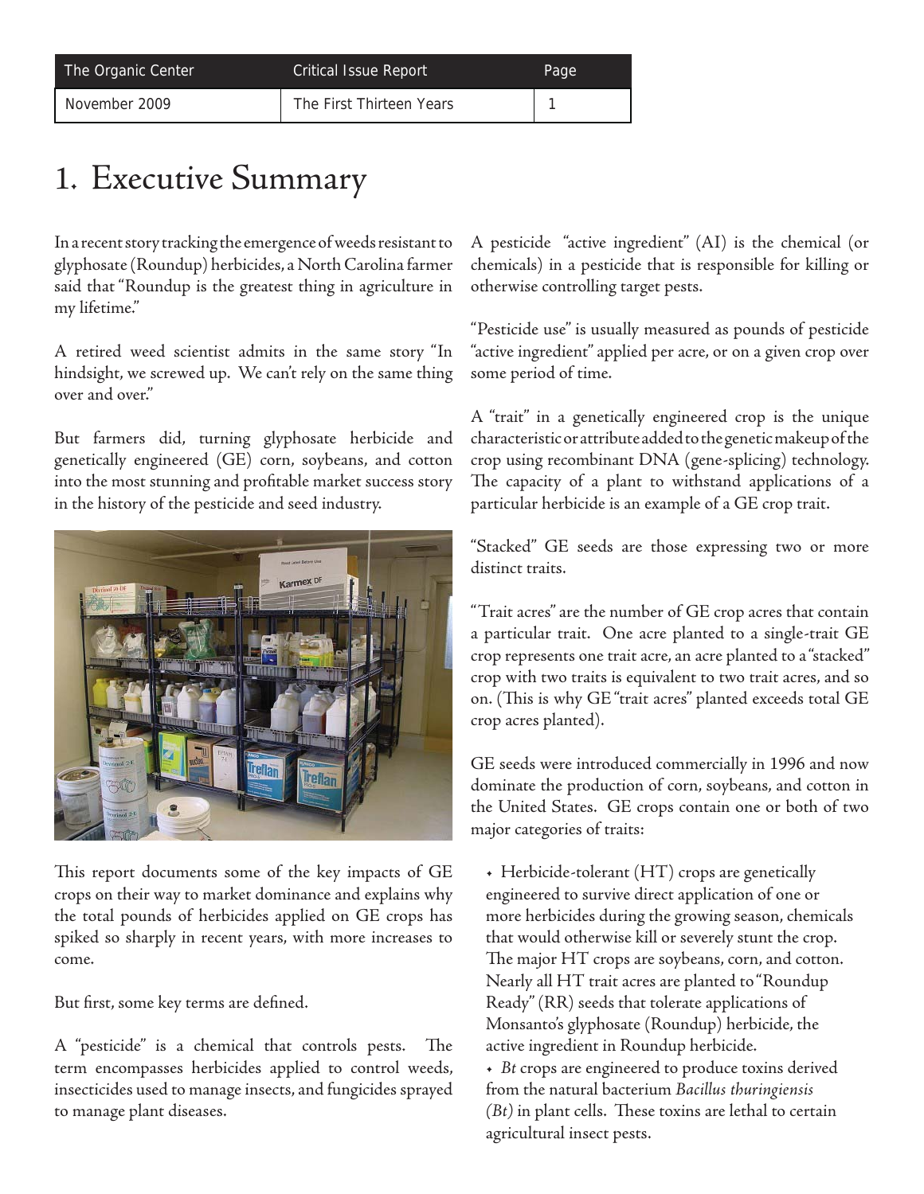# 1. Executive Summary

In a recent story tracking the emergence of weeds resistant to glyphosate (Roundup) herbicides, a North Carolina farmer said that "Roundup is the greatest thing in agriculture in my lifetime."

A retired weed scientist admits in the same story "In hindsight, we screwed up. We can't rely on the same thing over and over."

But farmers did, turning glyphosate herbicide and genetically engineered (GE) corn, soybeans, and cotton into the most stunning and profitable market success story in the history of the pesticide and seed industry.

This report documents some of the key impacts of GE crops on their way to market dominance and explains why the total pounds of herbicides applied on GE crops has spiked so sharply in recent years, with more increases to come.

But first, some key terms are defined.

A "pesticide" is a chemical that controls pests. The term encompasses herbicides applied to control weeds, insecticides used to manage insects, and fungicides sprayed to manage plant diseases.

A pesticide "active ingredient" (AI) is the chemical (or chemicals) in a pesticide that is responsible for killing or otherwise controlling target pests.

"Pesticide use" is usually measured as pounds of pesticide "active ingredient" applied per acre, or on a given crop over some period of time.

A "trait" in a genetically engineered crop is the unique characteristic or attribute added to the genetic makeup of the crop using recombinant DNA (gene-splicing) technology. The capacity of a plant to withstand applications of a particular herbicide is an example of a GE crop trait.

"Stacked" GE seeds are those expressing two or more distinct traits.

"Trait acres" are the number of GE crop acres that contain a particular trait. One acre planted to a single-trait GE crop represents one trait acre, an acre planted to a "stacked" crop with two traits is equivalent to two trait acres, and so on. (This is why GE "trait acres" planted exceeds total GE crop acres planted).

GE seeds were introduced commercially in 1996 and now dominate the production of corn, soybeans, and cotton in the United States. GE crops contain one or both of two major categories of traits:

- Herbicide-tolerant (HT) crops are genetically engineered to survive direct application of one or more herbicides during the growing season, chemicals that would otherwise kill or severely stunt the crop. The major HT crops are soybeans, corn, and cotton. Nearly all HT trait acres are planted to "Roundup Ready" (RR) seeds that tolerate applications of Monsanto's glyphosate (Roundup) herbicide, the active ingredient in Roundup herbicide.
- *Bt* crops are engineered to produce toxins derived from the natural bacterium *Bacillus thuringiensis (Bt)* in plant cells. These toxins are lethal to certain agricultural insect pests.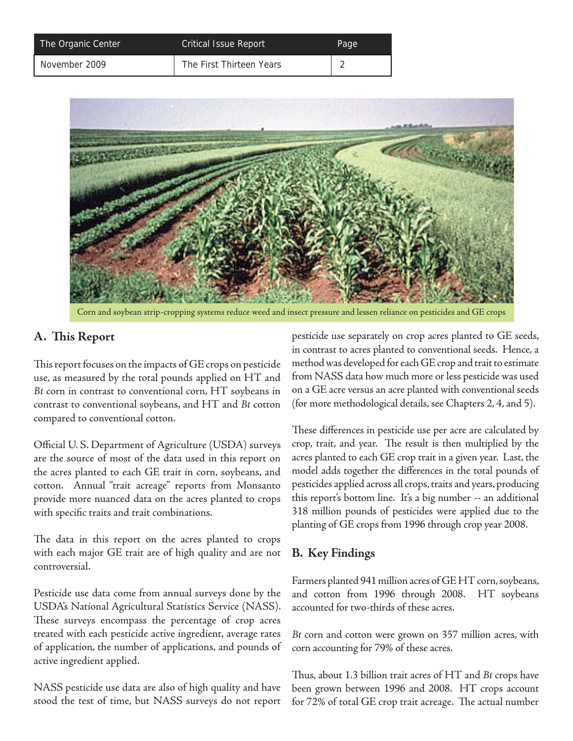Corn and soybean strip-cropping systems reduce weed and insect pressure and lessen reliance on pesticides and GE crops

## A. This Report

This report focuses on the impacts of GE crops on pesticide use, as measured by the total pounds applied on HT and *Bt* corn in contrast to conventional corn, HT soybeans in contrast to conventional soybeans, and HT and *Bt* cotton compared to conventional cotton.

Official U. S. Department of Agriculture (USDA) surveys are the source of most of the data used in this report on the acres planted to each GE trait in corn, soybeans, and cotton. Annual "trait acreage" reports from Monsanto provide more nuanced data on the acres planted to crops with specific traits and trait combinations.

The data in this report on the acres planted to crops with each major GE trait are of high quality and are not controversial.

Pesticide use data come from annual surveys done by the USDA's National Agricultural Statistics Service (NASS). These surveys encompass the percentage of crop acres treated with each pesticide active ingredient, average rates of application, the number of applications, and pounds of active ingredient applied.

NASS pesticide use data are also of high quality and have stood the test of time, but NASS surveys do not report pesticide use separately on crop acres planted to GE seeds, in contrast to acres planted to conventional seeds. Hence, a method was developed for each GE crop and trait to estimate from NASS data how much more or less pesticide was used on a GE acre versus an acre planted with conventional seeds (for more methodological details, see Chapters 2, 4, and 5).

These differences in pesticide use per acre are calculated by crop, trait, and year. The result is then multiplied by the acres planted to each GE crop trait in a given year. Last, the model adds together the differences in the total pounds of pesticides applied across all crops, traits and years, producing this report's bottom line. It's a big number -- an additional 318 million pounds of pesticides were applied due to the planting of GE crops from 1996 through crop year 2008.

## B. Key Findings

Farmers planted 941 million acres of GE HT corn, soybeans, and cotton from 1996 through 2008. HT soybeans accounted for two-thirds of these acres.

*Bt* corn and cotton were grown on 357 million acres, with corn accounting for 79% of these acres.

Thus, about 1.3 billion trait acres of HT and *Bt* crops have been grown between 1996 and 2008. HT crops account for 72% of total GE crop trait acreage. The actual number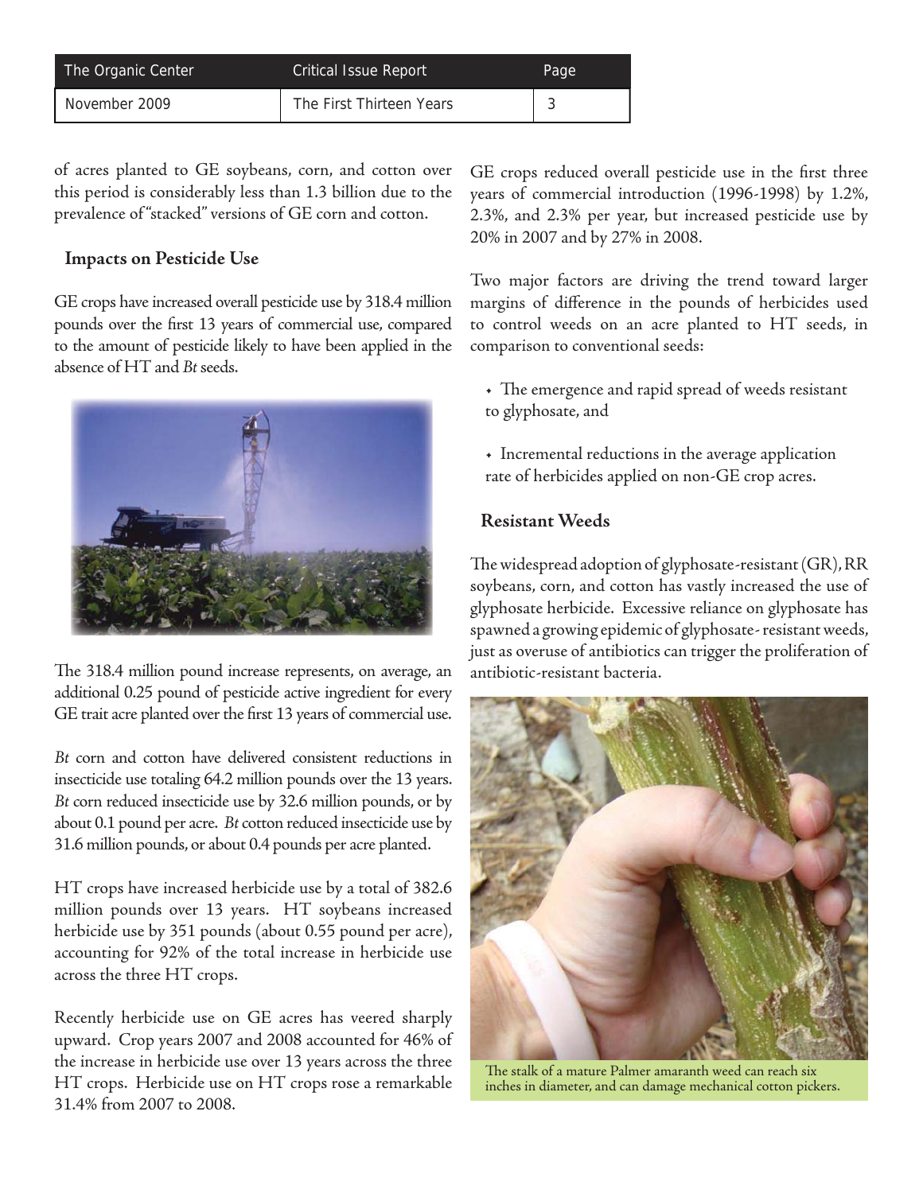of acres planted to GE soybeans, corn, and cotton over this period is considerably less than 1.3 billion due to the prevalence of "stacked" versions of GE corn and cotton.

## Impacts on Pesticide Use

GE crops have increased overall pesticide use by 318.4 million pounds over the first 13 years of commercial use, compared to the amount of pesticide likely to have been applied in the absence of HT and *Bt* seeds.

The 318.4 million pound increase represents, on average, an additional 0.25 pound of pesticide active ingredient for every GE trait acre planted over the first 13 years of commercial use.

*Bt* corn and cotton have delivered consistent reductions in insecticide use totaling 64.2 million pounds over the 13 years. *Bt* corn reduced insecticide use by 32.6 million pounds, or by about 0.1 pound per acre. *Bt* cotton reduced insecticide use by 31.6 million pounds, or about 0.4 pounds per acre planted.

HT crops have increased herbicide use by a total of 382.6 million pounds over 13 years. HT soybeans increased herbicide use by 351 pounds (about 0.55 pound per acre), accounting for 92% of the total increase in herbicide use across the three HT crops.

Recently herbicide use on GE acres has veered sharply upward. Crop years 2007 and 2008 accounted for 46% of the increase in herbicide use over 13 years across the three HT crops. Herbicide use on HT crops rose a remarkable 31.4% from 2007 to 2008.

GE crops reduced overall pesticide use in the first three years of commercial introduction (1996-1998) by 1.2%, 2.3%, and 2.3% per year, but increased pesticide use by 20% in 2007 and by 27% in 2008.

Two major factors are driving the trend toward larger margins of difference in the pounds of herbicides used to control weeds on an acre planted to HT seeds, in comparison to conventional seeds:

- The emergence and rapid spread of weeds resistant to glyphosate, and
- Incremental reductions in the average application rate of herbicides applied on non-GE crop acres.

## Resistant Weeds

The widespread adoption of glyphosate-resistant (GR), RR soybeans, corn, and cotton has vastly increased the use of glyphosate herbicide. Excessive reliance on glyphosate has spawned a growing epidemic of glyphosate- resistant weeds, just as overuse of antibiotics can trigger the proliferation of antibiotic-resistant bacteria.

The stalk of a mature Palmer amaranth weed can reach six inches in diameter, and can damage mechanical cotton pickers.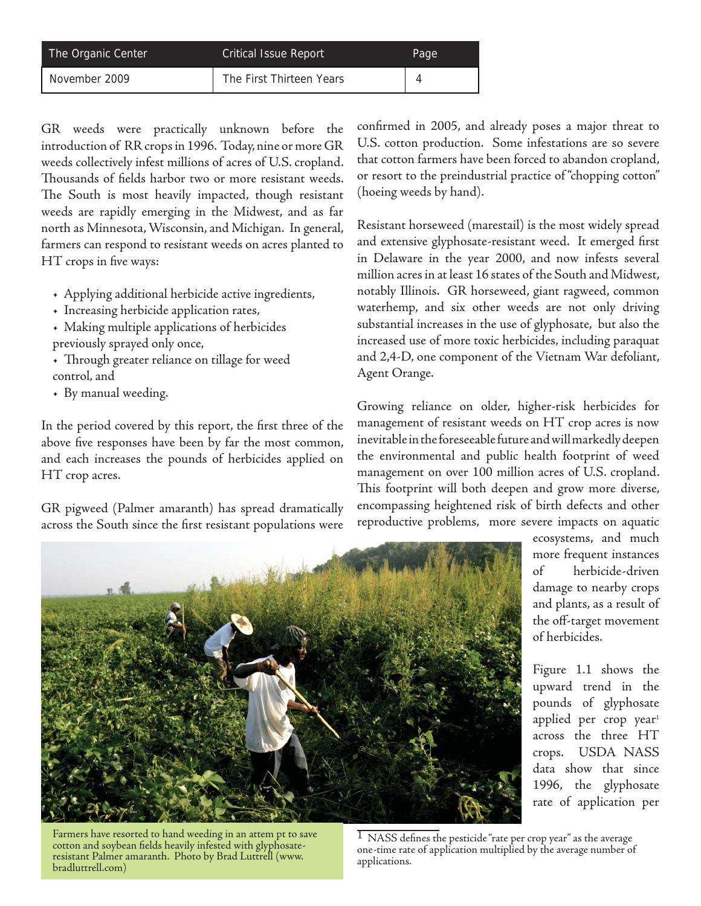GR weeds were practically unknown before the introduction of RR crops in 1996. Today, nine or more GR weeds collectively infest millions of acres of U.S. cropland. Thousands of fields harbor two or more resistant weeds. The South is most heavily impacted, though resistant weeds are rapidly emerging in the Midwest, and as far north as Minnesota, Wisconsin, and Michigan. In general, farmers can respond to resistant weeds on acres planted to HT crops in five ways:

- Applying additional herbicide active ingredients,
- Increasing herbicide application rates,
- Making multiple applications of herbicides previously sprayed only once,
- Through greater reliance on tillage for weed control, and
- By manual weeding.

In the period covered by this report, the first three of the above five responses have been by far the most common, and each increases the pounds of herbicides applied on HT crop acres.

GR pigweed (Palmer amaranth) has spread dramatically across the South since the first resistant populations were confirmed in 2005, and already poses a major threat to U.S. cotton production. Some infestations are so severe that cotton farmers have been forced to abandon cropland, or resort to the preindustrial practice of "chopping cotton" (hoeing weeds by hand).

Resistant horseweed (marestail) is the most widely spread and extensive glyphosate-resistant weed. It emerged first in Delaware in the year 2000, and now infests several million acres in at least 16 states of the South and Midwest, notably Illinois. GR horseweed, giant ragweed, common waterhemp, and six other weeds are not only driving substantial increases in the use of glyphosate, but also the increased use of more toxic herbicides, including paraquat and 2,4-D, one component of the Vietnam War defoliant, Agent Orange.

Growing reliance on older, higher-risk herbicides for management of resistant weeds on HT crop acres is now inevitable in the foreseeable future and will markedly deepen the environmental and public health footprint of weed management on over 100 million acres of U.S. cropland. This footprint will both deepen and grow more diverse, encompassing heightened risk of birth defects and other reproductive problems, more severe impacts on aquatic ecosystems, and much more frequent instances of herbicide-driven damage to nearby crops and plants, as a result of the off-target movement of herbicides.

Farmers have resorted to hand weeding in an attempt to save cotton and soybean fields heavily infested with glyphosate-resistant Palmer amaranth. Photo by Brad Luttrell (www.bradluttrell.com)

Figure 1.1 shows the upward trend in the pounds of glyphosate applied per crop year[1] across the three HT crops. USDA NASS data show that since 1996, the glyphosate rate of application per

[1] NASS defines the pesticide "rate per crop year" as the average one-time rate of application multiplied by the average number of applications.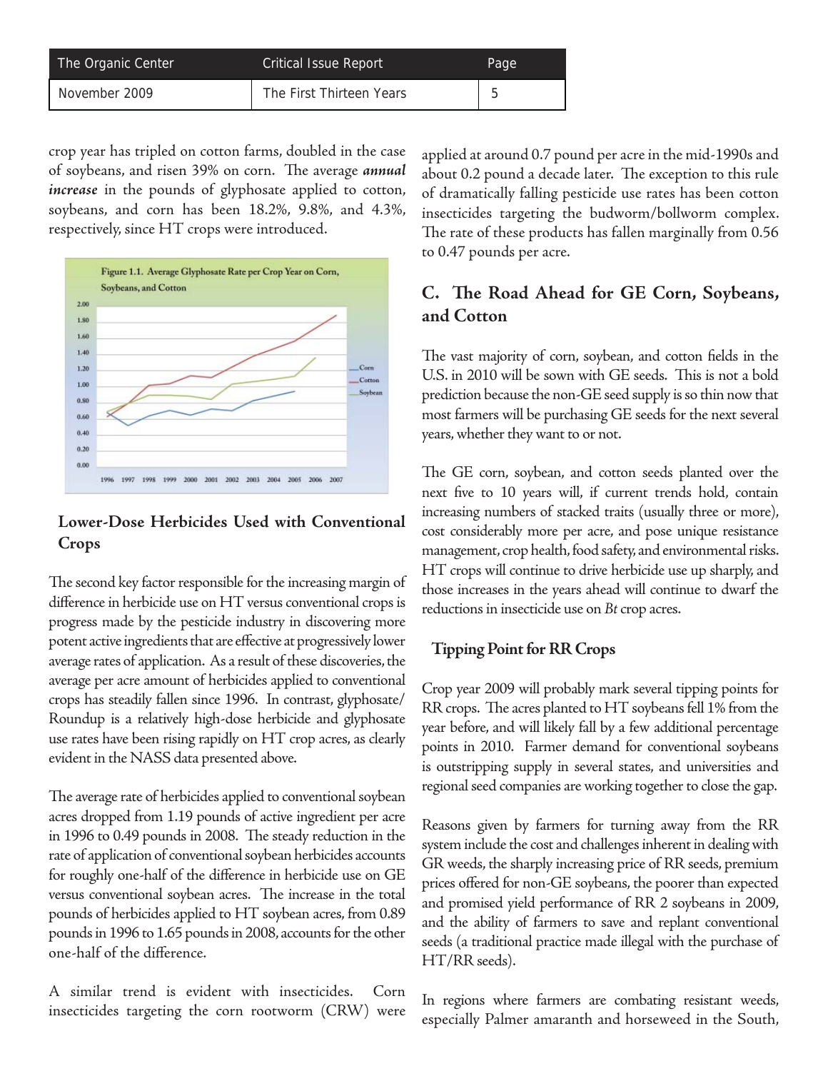crop year has tripled on cotton farms, doubled in the case of soybeans, and risen 39% on corn. The average ***annual increase*** in the pounds of glyphosate applied to cotton, soybeans, and corn has been 18.2%, 9.8%, and 4.3%, respectively, since HT crops were introduced.

**Figure 1.1. Average Glyphosate Rate per Crop Year on Corn, Soybeans, and Cotton**

### Lower-Dose Herbicides Used with Conventional Crops

The second key factor responsible for the increasing margin of difference in herbicide use on HT versus conventional crops is progress made by the pesticide industry in discovering more potent active ingredients that are effective at progressively lower average rates of application. As a result of these discoveries, the average per acre amount of herbicides applied to conventional crops has steadily fallen since 1996. In contrast, glyphosate/Roundup is a relatively high-dose herbicide and glyphosate use rates have been rising rapidly on HT crop acres, as clearly evident in the NASS data presented above.

The average rate of herbicides applied to conventional soybean acres dropped from 1.19 pounds of active ingredient per acre in 1996 to 0.49 pounds in 2008. The steady reduction in the rate of application of conventional soybean herbicides accounts for roughly one-half of the difference in herbicide use on GE versus conventional soybean acres. The increase in the total pounds of herbicides applied to HT soybean acres, from 0.89 pounds in 1996 to 1.65 pounds in 2008, accounts for the other one-half of the difference.

A similar trend is evident with insecticides. Corn insecticides targeting the corn rootworm (CRW) were applied at around 0.7 pound per acre in the mid-1990s and about 0.2 pound a decade later. The exception to this rule of dramatically falling pesticide use rates has been cotton insecticides targeting the budworm/bollworm complex. The rate of these products has fallen marginally from 0.56 to 0.47 pounds per acre.

## C. The Road Ahead for GE Corn, Soybeans, and Cotton

The vast majority of corn, soybean, and cotton fields in the U.S. in 2010 will be sown with GE seeds. This is not a bold prediction because the non-GE seed supply is so thin now that most farmers will be purchasing GE seeds for the next several years, whether they want to or not.

The GE corn, soybean, and cotton seeds planted over the next five to 10 years will, if current trends hold, contain increasing numbers of stacked traits (usually three or more), cost considerably more per acre, and pose unique resistance management, crop health, food safety, and environmental risks. HT crops will continue to drive herbicide use up sharply, and those increases in the years ahead will continue to dwarf the reductions in insecticide use on *Bt* crop acres.

### Tipping Point for RR Crops

Crop year 2009 will probably mark several tipping points for RR crops. The acres planted to HT soybeans fell 1% from the year before, and will likely fall by a few additional percentage points in 2010. Farmer demand for conventional soybeans is outstripping supply in several states, and universities and regional seed companies are working together to close the gap.

Reasons given by farmers for turning away from the RR system include the cost and challenges inherent in dealing with GR weeds, the sharply increasing price of RR seeds, premium prices offered for non-GE soybeans, the poorer than expected and promised yield performance of RR 2 soybeans in 2009, and the ability of farmers to save and replant conventional seeds (a traditional practice made illegal with the purchase of HT/RR seeds).

In regions where farmers are combating resistant weeds, especially Palmer amaranth and horseweed in the South,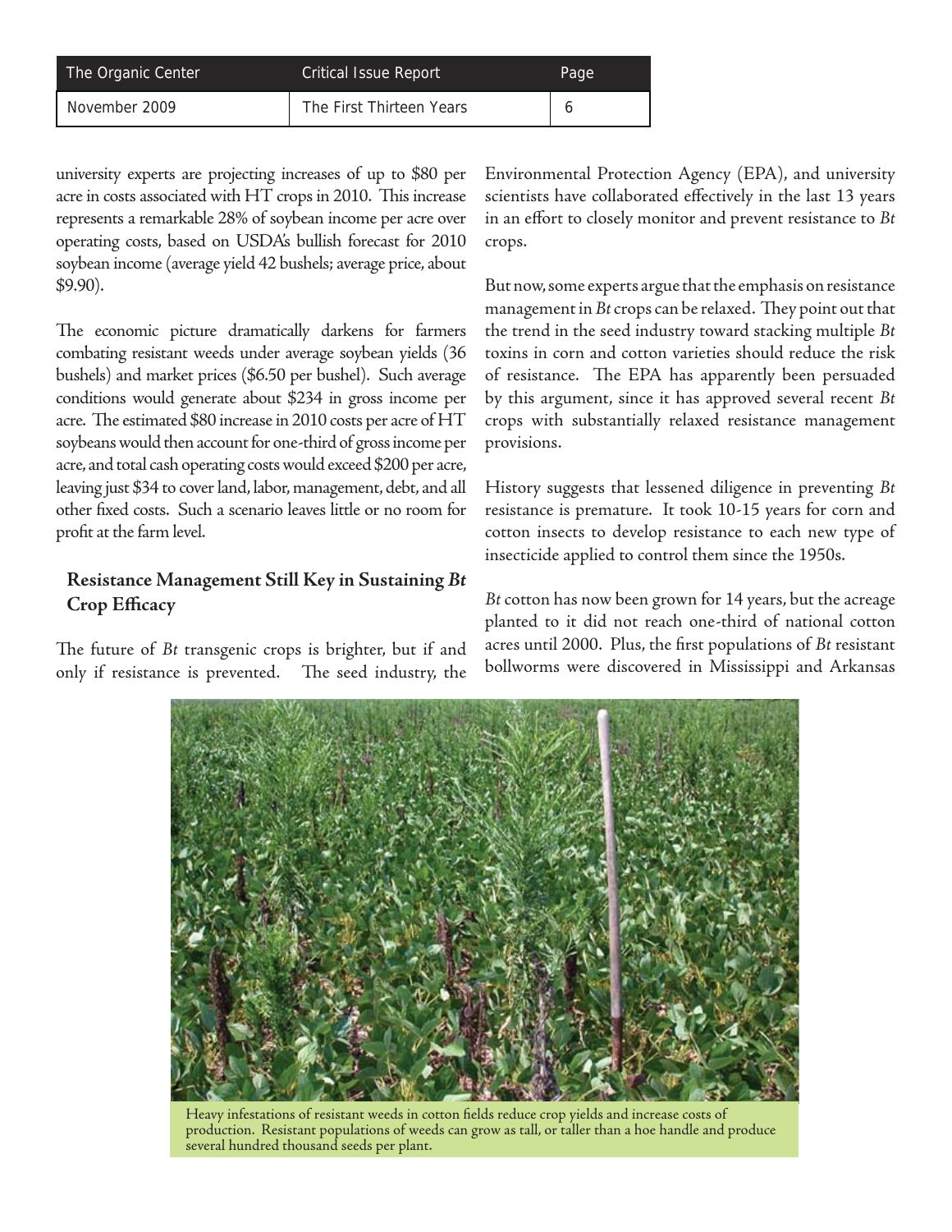university experts are projecting increases of up to $80 per acre in costs associated with HT crops in 2010. This increase represents a remarkable 28% of soybean income per acre over operating costs, based on USDA's bullish forecast for 2010 soybean income (average yield 42 bushels; average price, about $9.90).

The economic picture dramatically darkens for farmers combating resistant weeds under average soybean yields (36 bushels) and market prices ($6.50 per bushel). Such average conditions would generate about $234 in gross income per acre. The estimated $80 increase in 2010 costs per acre of HT soybeans would then account for one-third of gross income per acre, and total cash operating costs would exceed $200 per acre, leaving just $34 to cover land, labor, management, debt, and all other fixed costs. Such a scenario leaves little or no room for profit at the farm level.

## Resistance Management Still Key in Sustaining *Bt* Crop Efficacy

The future of *Bt* transgenic crops is brighter, but if and only if resistance is prevented. The seed industry, the Environmental Protection Agency (EPA), and university scientists have collaborated effectively in the last 13 years in an effort to closely monitor and prevent resistance to *Bt* crops.

But now, some experts argue that the emphasis on resistance management in *Bt* crops can be relaxed. They point out that the trend in the seed industry toward stacking multiple *Bt* toxins in corn and cotton varieties should reduce the risk of resistance. The EPA has apparently been persuaded by this argument, since it has approved several recent *Bt* crops with substantially relaxed resistance management provisions.

History suggests that lessened diligence in preventing *Bt* resistance is premature. It took 10-15 years for corn and cotton insects to develop resistance to each new type of insecticide applied to control them since the 1950s.

*Bt* cotton has now been grown for 14 years, but the acreage planted to it did not reach one-third of national cotton acres until 2000. Plus, the first populations of *Bt* resistant bollworms were discovered in Mississippi and Arkansas

Heavy infestations of resistant weeds in cotton fields reduce crop yields and increase costs of production. Resistant populations of weeds can grow as tall, or taller than a hoe handle and produce several hundred thousand seeds per plant.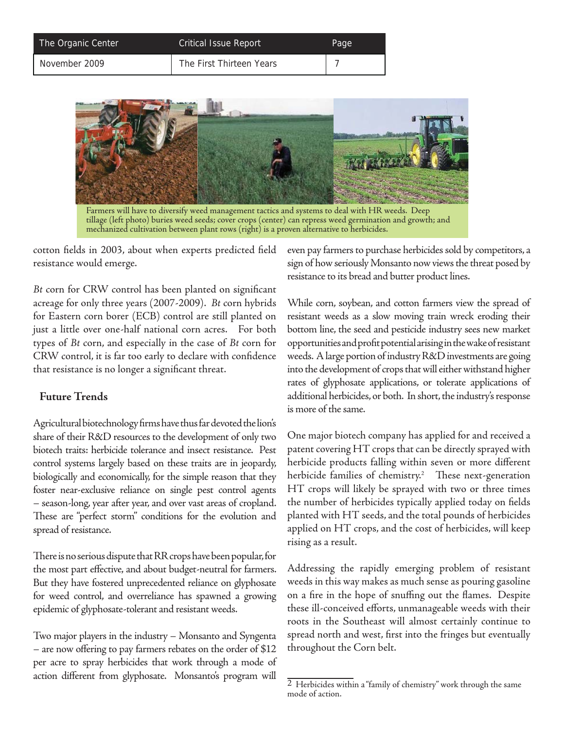Farmers will have to diversify weed management tactics and systems to deal with HR weeds. Deep tillage (left photo) buries weed seeds; cover crops (center) can repress weed germination and growth; and mechanized cultivation between plant rows (right) is a proven alternative to herbicides.

cotton fields in 2003, about when experts predicted field resistance would emerge.

*Bt* corn for CRW control has been planted on significant acreage for only three years (2007-2009). *Bt* corn hybrids for Eastern corn borer (ECB) control are still planted on just a little over one-half national corn acres. For both types of *Bt* corn, and especially in the case of *Bt* corn for CRW control, it is far too early to declare with confidence that resistance is no longer a significant threat.

## Future Trends

Agricultural biotechnology firms have thus far devoted the lion's share of their R&D resources to the development of only two biotech traits: herbicide tolerance and insect resistance. Pest control systems largely based on these traits are in jeopardy, biologically and economically, for the simple reason that they foster near-exclusive reliance on single pest control agents – season-long, year after year, and over vast areas of cropland. These are "perfect storm" conditions for the evolution and spread of resistance.

There is no serious dispute that RR crops have been popular, for the most part effective, and about budget-neutral for farmers. But they have fostered unprecedented reliance on glyphosate for weed control, and overreliance has spawned a growing epidemic of glyphosate-tolerant and resistant weeds.

Two major players in the industry – Monsanto and Syngenta – are now offering to pay farmers rebates on the order of $12 per acre to spray herbicides that work through a mode of action different from glyphosate. Monsanto's program will even pay farmers to purchase herbicides sold by competitors, a sign of how seriously Monsanto now views the threat posed by resistance to its bread and butter product lines.

While corn, soybean, and cotton farmers view the spread of resistant weeds as a slow moving train wreck eroding their bottom line, the seed and pesticide industry sees new market opportunities and profit potential arising in the wake of resistant weeds. A large portion of industry R&D investments are going into the development of crops that will either withstand higher rates of glyphosate applications, or tolerate applications of additional herbicides, or both. In short, the industry's response is more of the same.

One major biotech company has applied for and received a patent covering HT crops that can be directly sprayed with herbicide products falling within seven or more different herbicide families of chemistry.[2] These next-generation HT crops will likely be sprayed with two or three times the number of herbicides typically applied today on fields planted with HT seeds, and the total pounds of herbicides applied on HT crops, and the cost of herbicides, will keep rising as a result.

Addressing the rapidly emerging problem of resistant weeds in this way makes as much sense as pouring gasoline on a fire in the hope of snuffing out the flames. Despite these ill-conceived efforts, unmanageable weeds with their roots in the Southeast will almost certainly continue to spread north and west, first into the fringes but eventually throughout the Corn belt.

[2] Herbicides within a "family of chemistry" work through the same mode of action.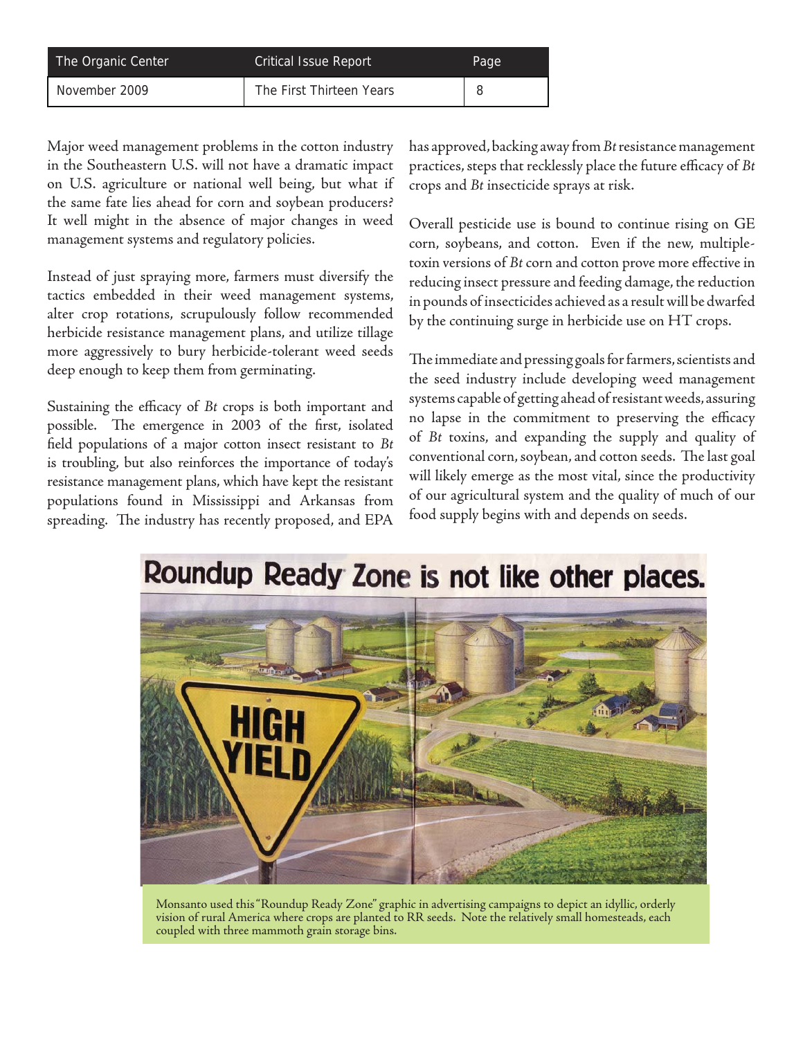Major weed management problems in the cotton industry in the Southeastern U.S. will not have a dramatic impact on U.S. agriculture or national well being, but what if the same fate lies ahead for corn and soybean producers? It well might in the absence of major changes in weed management systems and regulatory policies.

Instead of just spraying more, farmers must diversify the tactics embedded in their weed management systems, alter crop rotations, scrupulously follow recommended herbicide resistance management plans, and utilize tillage more aggressively to bury herbicide-tolerant weed seeds deep enough to keep them from germinating.

Sustaining the efficacy of *Bt* crops is both important and possible. The emergence in 2003 of the first, isolated field populations of a major cotton insect resistant to *Bt* is troubling, but also reinforces the importance of today's resistance management plans, which have kept the resistant populations found in Mississippi and Arkansas from spreading. The industry has recently proposed, and EPA has approved, backing away from *Bt* resistance management practices, steps that recklessly place the future efficacy of *Bt* crops and *Bt* insecticide sprays at risk.

Overall pesticide use is bound to continue rising on GE corn, soybeans, and cotton. Even if the new, multiple-toxin versions of *Bt* corn and cotton prove more effective in reducing insect pressure and feeding damage, the reduction in pounds of insecticides achieved as a result will be dwarfed by the continuing surge in herbicide use on HT crops.

The immediate and pressing goals for farmers, scientists and the seed industry include developing weed management systems capable of getting ahead of resistant weeds, assuring no lapse in the commitment to preserving the efficacy of *Bt* toxins, and expanding the supply and quality of conventional corn, soybean, and cotton seeds. The last goal will likely emerge as the most vital, since the productivity of our agricultural system and the quality of much of our food supply begins with and depends on seeds.

Roundup Ready Zone is not like other places.

HIGH YIELD

Monsanto used this "Roundup Ready Zone" graphic in advertising campaigns to depict an idyllic, orderly vision of rural America where crops are planted to RR seeds. Note the relatively small homesteads, each coupled with three mammoth grain storage bins.